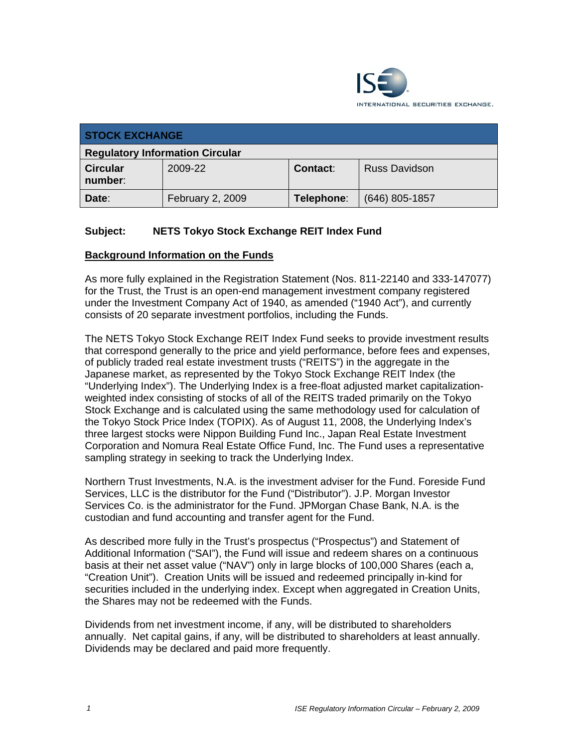INTERNATIONAL SECURITIES EXCHANGE.

| STOCK EXCHANGE | | | |
|---|---|---|---|
| **Regulatory Information Circular** | | | |
| **Circular number**: | 2009-22 | **Contact**: | Russ Davidson |
| **Date**: | February 2, 2009 | **Telephone**: | (646) 805-1857 |

**Subject: NETS Tokyo Stock Exchange REIT Index Fund**

## Background Information on the Funds

As more fully explained in the Registration Statement (Nos. 811-22140 and 333-147077) for the Trust, the Trust is an open-end management investment company registered under the Investment Company Act of 1940, as amended ("1940 Act"), and currently consists of 20 separate investment portfolios, including the Funds.

The NETS Tokyo Stock Exchange REIT Index Fund seeks to provide investment results that correspond generally to the price and yield performance, before fees and expenses, of publicly traded real estate investment trusts ("REITS") in the aggregate in the Japanese market, as represented by the Tokyo Stock Exchange REIT Index (the "Underlying Index"). The Underlying Index is a free-float adjusted market capitalization-weighted index consisting of stocks of all of the REITS traded primarily on the Tokyo Stock Exchange and is calculated using the same methodology used for calculation of the Tokyo Stock Price Index (TOPIX). As of August 11, 2008, the Underlying Index's three largest stocks were Nippon Building Fund Inc., Japan Real Estate Investment Corporation and Nomura Real Estate Office Fund, Inc. The Fund uses a representative sampling strategy in seeking to track the Underlying Index.

Northern Trust Investments, N.A. is the investment adviser for the Fund. Foreside Fund Services, LLC is the distributor for the Fund ("Distributor"). J.P. Morgan Investor Services Co. is the administrator for the Fund. JPMorgan Chase Bank, N.A. is the custodian and fund accounting and transfer agent for the Fund.

As described more fully in the Trust's prospectus ("Prospectus") and Statement of Additional Information ("SAI"), the Fund will issue and redeem shares on a continuous basis at their net asset value ("NAV") only in large blocks of 100,000 Shares (each a, "Creation Unit"). Creation Units will be issued and redeemed principally in-kind for securities included in the underlying index. Except when aggregated in Creation Units, the Shares may not be redeemed with the Funds.

Dividends from net investment income, if any, will be distributed to shareholders annually. Net capital gains, if any, will be distributed to shareholders at least annually. Dividends may be declared and paid more frequently.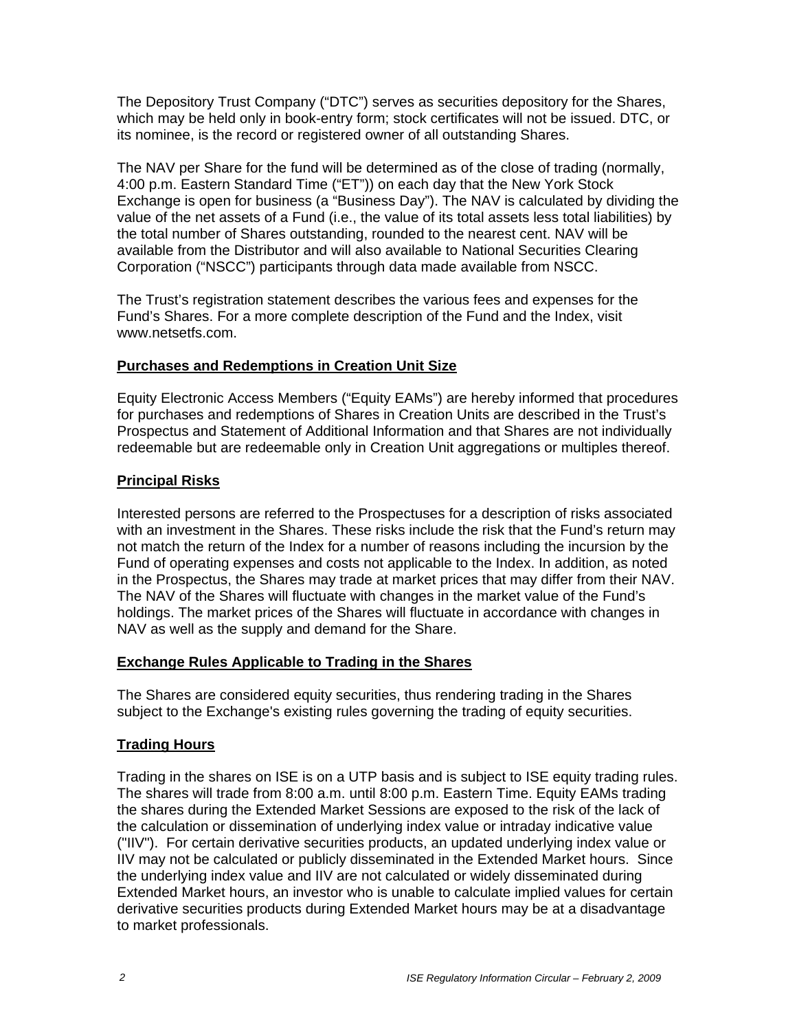The Depository Trust Company ("DTC") serves as securities depository for the Shares, which may be held only in book-entry form; stock certificates will not be issued. DTC, or its nominee, is the record or registered owner of all outstanding Shares.

The NAV per Share for the fund will be determined as of the close of trading (normally, 4:00 p.m. Eastern Standard Time ("ET")) on each day that the New York Stock Exchange is open for business (a "Business Day"). The NAV is calculated by dividing the value of the net assets of a Fund (i.e., the value of its total assets less total liabilities) by the total number of Shares outstanding, rounded to the nearest cent. NAV will be available from the Distributor and will also available to National Securities Clearing Corporation ("NSCC") participants through data made available from NSCC.

The Trust's registration statement describes the various fees and expenses for the Fund's Shares. For a more complete description of the Fund and the Index, visit www.netsetfs.com.

**Purchases and Redemptions in Creation Unit Size**

Equity Electronic Access Members ("Equity EAMs") are hereby informed that procedures for purchases and redemptions of Shares in Creation Units are described in the Trust's Prospectus and Statement of Additional Information and that Shares are not individually redeemable but are redeemable only in Creation Unit aggregations or multiples thereof.

**Principal Risks**

Interested persons are referred to the Prospectuses for a description of risks associated with an investment in the Shares. These risks include the risk that the Fund's return may not match the return of the Index for a number of reasons including the incursion by the Fund of operating expenses and costs not applicable to the Index. In addition, as noted in the Prospectus, the Shares may trade at market prices that may differ from their NAV. The NAV of the Shares will fluctuate with changes in the market value of the Fund's holdings. The market prices of the Shares will fluctuate in accordance with changes in NAV as well as the supply and demand for the Share.

**Exchange Rules Applicable to Trading in the Shares**

The Shares are considered equity securities, thus rendering trading in the Shares subject to the Exchange's existing rules governing the trading of equity securities.

**Trading Hours**

Trading in the shares on ISE is on a UTP basis and is subject to ISE equity trading rules. The shares will trade from 8:00 a.m. until 8:00 p.m. Eastern Time. Equity EAMs trading the shares during the Extended Market Sessions are exposed to the risk of the lack of the calculation or dissemination of underlying index value or intraday indicative value ("IIV"). For certain derivative securities products, an updated underlying index value or IIV may not be calculated or publicly disseminated in the Extended Market hours. Since the underlying index value and IIV are not calculated or widely disseminated during Extended Market hours, an investor who is unable to calculate implied values for certain derivative securities products during Extended Market hours may be at a disadvantage to market professionals.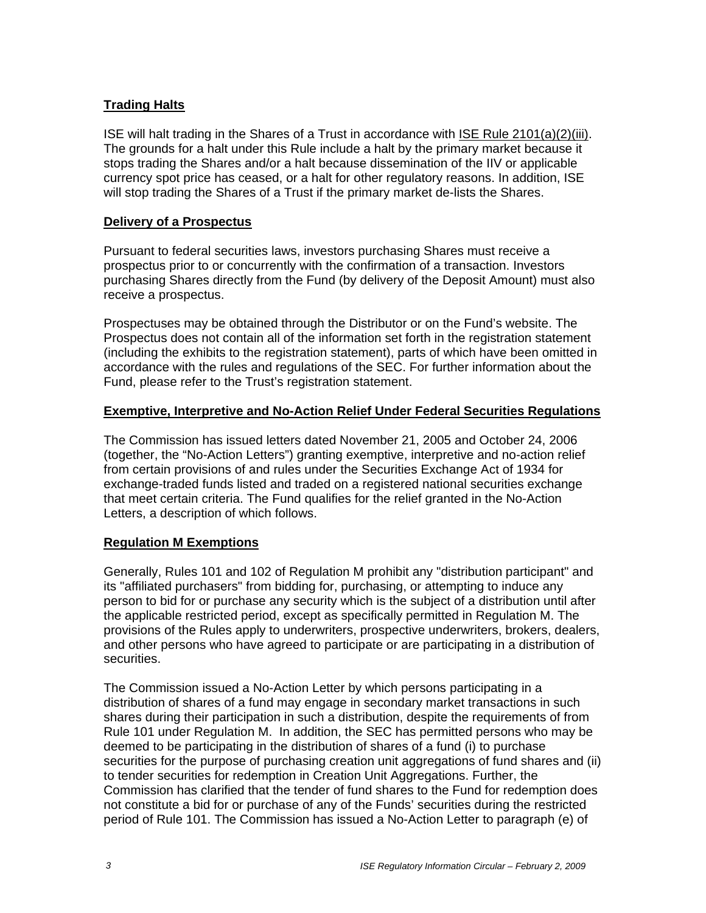**Trading Halts**

ISE will halt trading in the Shares of a Trust in accordance with ISE Rule 2101(a)(2)(iii). The grounds for a halt under this Rule include a halt by the primary market because it stops trading the Shares and/or a halt because dissemination of the IIV or applicable currency spot price has ceased, or a halt for other regulatory reasons. In addition, ISE will stop trading the Shares of a Trust if the primary market de-lists the Shares.

**Delivery of a Prospectus**

Pursuant to federal securities laws, investors purchasing Shares must receive a prospectus prior to or concurrently with the confirmation of a transaction. Investors purchasing Shares directly from the Fund (by delivery of the Deposit Amount) must also receive a prospectus.

Prospectuses may be obtained through the Distributor or on the Fund's website. The Prospectus does not contain all of the information set forth in the registration statement (including the exhibits to the registration statement), parts of which have been omitted in accordance with the rules and regulations of the SEC. For further information about the Fund, please refer to the Trust's registration statement.

**Exemptive, Interpretive and No-Action Relief Under Federal Securities Regulations**

The Commission has issued letters dated November 21, 2005 and October 24, 2006 (together, the "No-Action Letters") granting exemptive, interpretive and no-action relief from certain provisions of and rules under the Securities Exchange Act of 1934 for exchange-traded funds listed and traded on a registered national securities exchange that meet certain criteria. The Fund qualifies for the relief granted in the No-Action Letters, a description of which follows.

**Regulation M Exemptions**

Generally, Rules 101 and 102 of Regulation M prohibit any "distribution participant" and its "affiliated purchasers" from bidding for, purchasing, or attempting to induce any person to bid for or purchase any security which is the subject of a distribution until after the applicable restricted period, except as specifically permitted in Regulation M. The provisions of the Rules apply to underwriters, prospective underwriters, brokers, dealers, and other persons who have agreed to participate or are participating in a distribution of securities.

The Commission issued a No-Action Letter by which persons participating in a distribution of shares of a fund may engage in secondary market transactions in such shares during their participation in such a distribution, despite the requirements of from Rule 101 under Regulation M. In addition, the SEC has permitted persons who may be deemed to be participating in the distribution of shares of a fund (i) to purchase securities for the purpose of purchasing creation unit aggregations of fund shares and (ii) to tender securities for redemption in Creation Unit Aggregations. Further, the Commission has clarified that the tender of fund shares to the Fund for redemption does not constitute a bid for or purchase of any of the Funds' securities during the restricted period of Rule 101. The Commission has issued a No-Action Letter to paragraph (e) of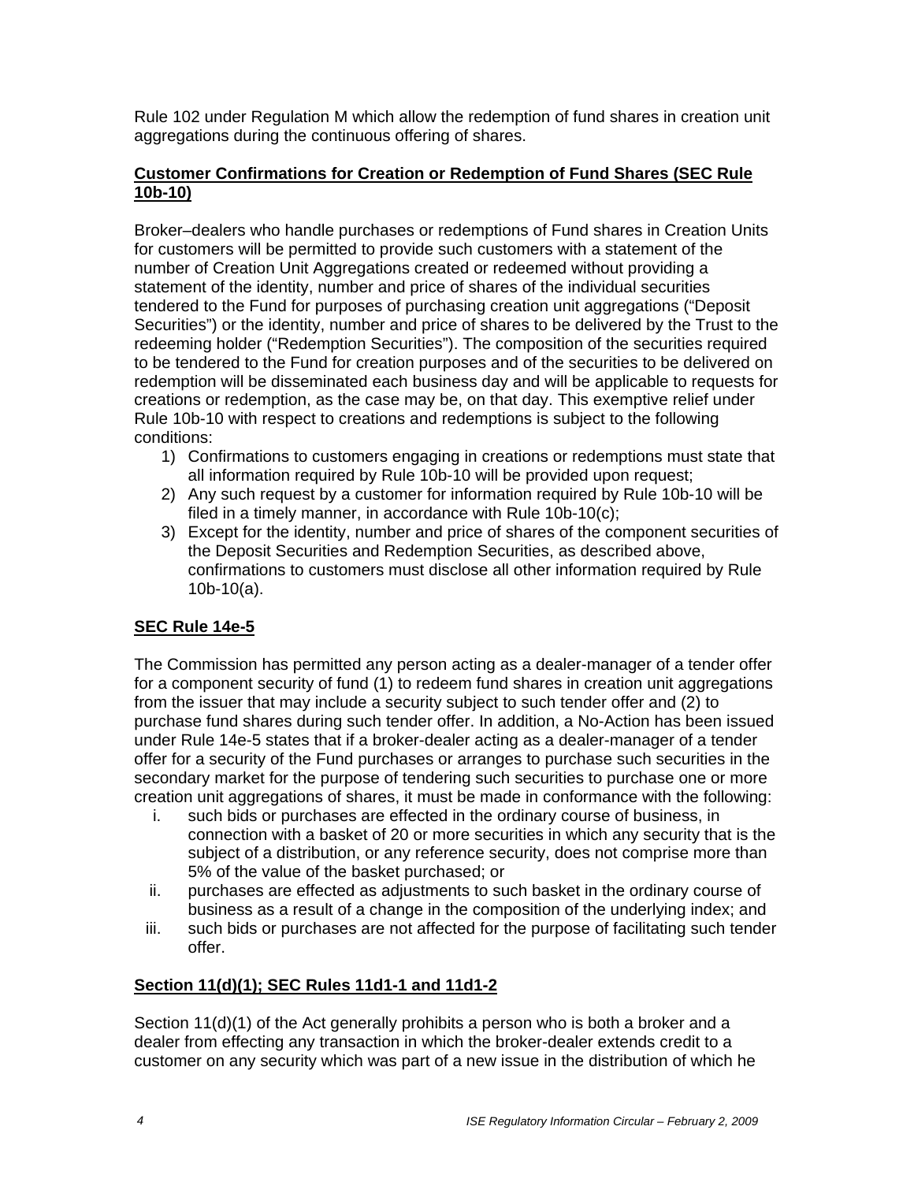Rule 102 under Regulation M which allow the redemption of fund shares in creation unit aggregations during the continuous offering of shares.

**Customer Confirmations for Creation or Redemption of Fund Shares (SEC Rule 10b-10)**

Broker–dealers who handle purchases or redemptions of Fund shares in Creation Units for customers will be permitted to provide such customers with a statement of the number of Creation Unit Aggregations created or redeemed without providing a statement of the identity, number and price of shares of the individual securities tendered to the Fund for purposes of purchasing creation unit aggregations ("Deposit Securities") or the identity, number and price of shares to be delivered by the Trust to the redeeming holder ("Redemption Securities"). The composition of the securities required to be tendered to the Fund for creation purposes and of the securities to be delivered on redemption will be disseminated each business day and will be applicable to requests for creations or redemption, as the case may be, on that day. This exemptive relief under Rule 10b-10 with respect to creations and redemptions is subject to the following conditions:

1) Confirmations to customers engaging in creations or redemptions must state that all information required by Rule 10b-10 will be provided upon request;
2) Any such request by a customer for information required by Rule 10b-10 will be filed in a timely manner, in accordance with Rule 10b-10(c);
3) Except for the identity, number and price of shares of the component securities of the Deposit Securities and Redemption Securities, as described above, confirmations to customers must disclose all other information required by Rule 10b-10(a).

**SEC Rule 14e-5**

The Commission has permitted any person acting as a dealer-manager of a tender offer for a component security of fund (1) to redeem fund shares in creation unit aggregations from the issuer that may include a security subject to such tender offer and (2) to purchase fund shares during such tender offer. In addition, a No-Action has been issued under Rule 14e-5 states that if a broker-dealer acting as a dealer-manager of a tender offer for a security of the Fund purchases or arranges to purchase such securities in the secondary market for the purpose of tendering such securities to purchase one or more creation unit aggregations of shares, it must be made in conformance with the following:

i. such bids or purchases are effected in the ordinary course of business, in connection with a basket of 20 or more securities in which any security that is the subject of a distribution, or any reference security, does not comprise more than 5% of the value of the basket purchased; or
ii. purchases are effected as adjustments to such basket in the ordinary course of business as a result of a change in the composition of the underlying index; and
iii. such bids or purchases are not affected for the purpose of facilitating such tender offer.

**Section 11(d)(1); SEC Rules 11d1-1 and 11d1-2**

Section 11(d)(1) of the Act generally prohibits a person who is both a broker and a dealer from effecting any transaction in which the broker-dealer extends credit to a customer on any security which was part of a new issue in the distribution of which he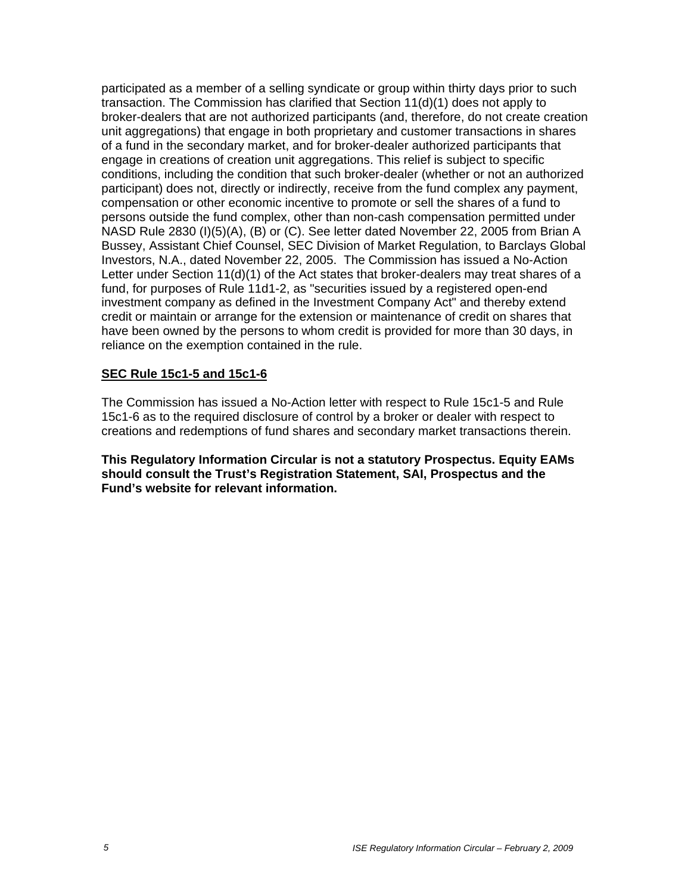participated as a member of a selling syndicate or group within thirty days prior to such transaction. The Commission has clarified that Section 11(d)(1) does not apply to broker-dealers that are not authorized participants (and, therefore, do not create creation unit aggregations) that engage in both proprietary and customer transactions in shares of a fund in the secondary market, and for broker-dealer authorized participants that engage in creations of creation unit aggregations. This relief is subject to specific conditions, including the condition that such broker-dealer (whether or not an authorized participant) does not, directly or indirectly, receive from the fund complex any payment, compensation or other economic incentive to promote or sell the shares of a fund to persons outside the fund complex, other than non-cash compensation permitted under NASD Rule 2830 (I)(5)(A), (B) or (C). See letter dated November 22, 2005 from Brian A Bussey, Assistant Chief Counsel, SEC Division of Market Regulation, to Barclays Global Investors, N.A., dated November 22, 2005. The Commission has issued a No-Action Letter under Section 11(d)(1) of the Act states that broker-dealers may treat shares of a fund, for purposes of Rule 11d1-2, as "securities issued by a registered open-end investment company as defined in the Investment Company Act" and thereby extend credit or maintain or arrange for the extension or maintenance of credit on shares that have been owned by the persons to whom credit is provided for more than 30 days, in reliance on the exemption contained in the rule.

**SEC Rule 15c1-5 and 15c1-6**

The Commission has issued a No-Action letter with respect to Rule 15c1-5 and Rule 15c1-6 as to the required disclosure of control by a broker or dealer with respect to creations and redemptions of fund shares and secondary market transactions therein.

**This Regulatory Information Circular is not a statutory Prospectus. Equity EAMs should consult the Trust's Registration Statement, SAI, Prospectus and the Fund's website for relevant information.**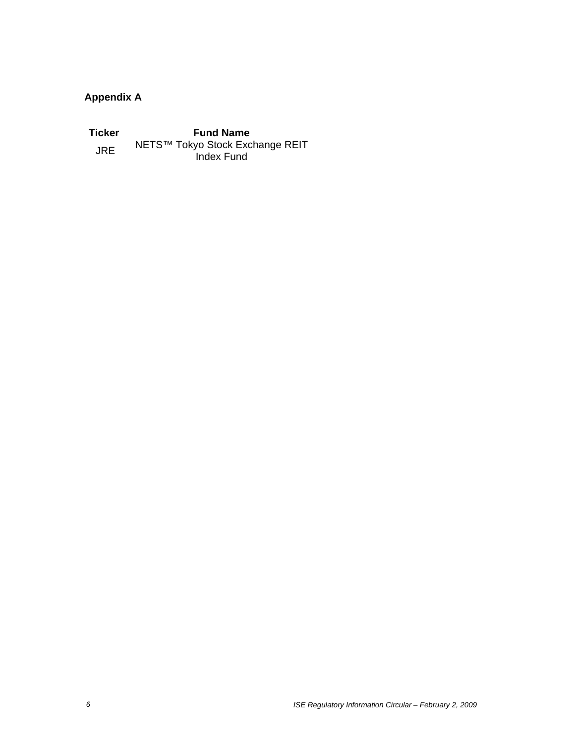**Appendix A**

| Ticker | Fund Name |
|---|---|
| JRE | NETS™ Tokyo Stock Exchange REIT Index Fund |